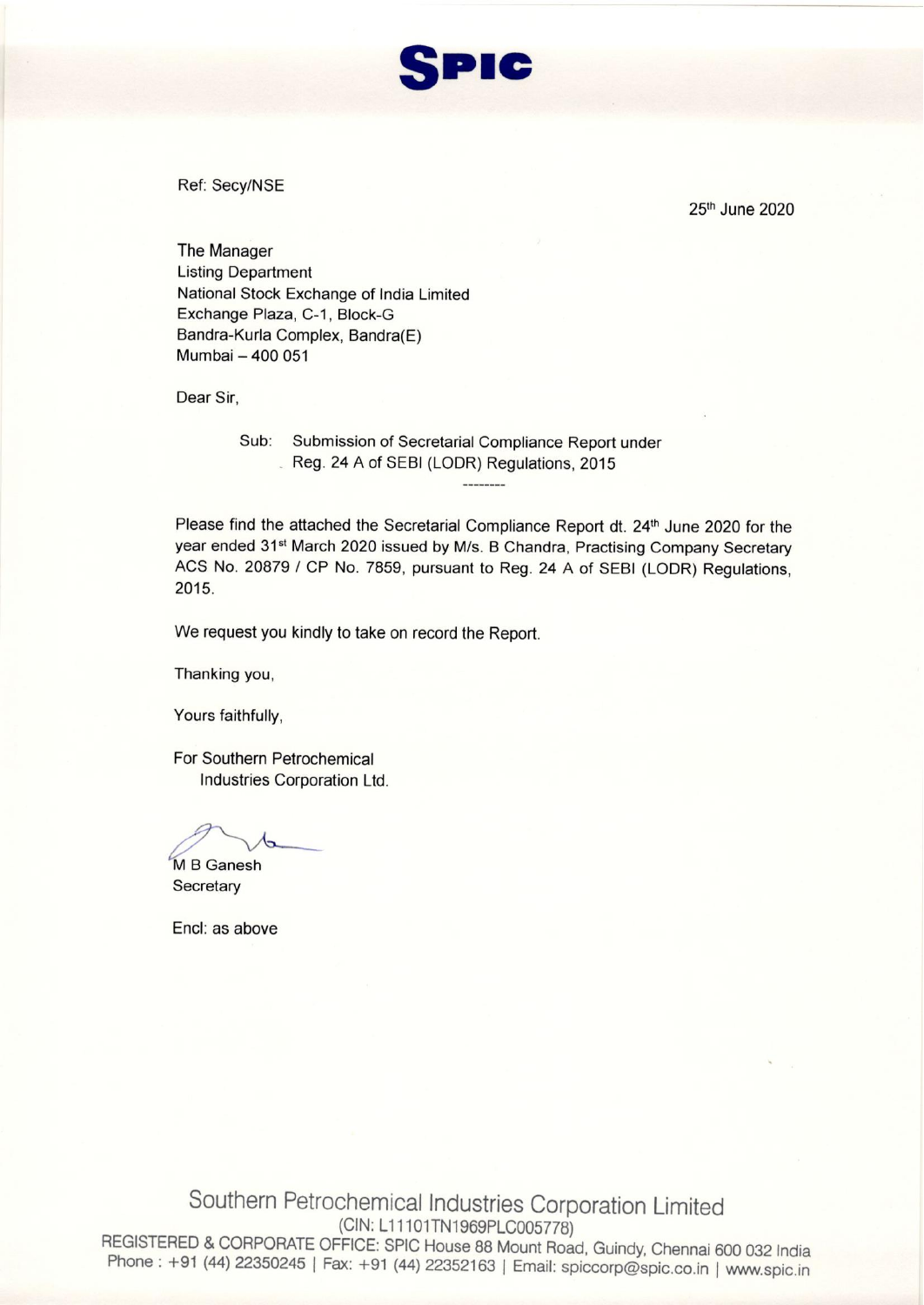**SPIC**

Ref: Secy/NSE

25th June 2020

The Manager
Listing Department
National Stock Exchange of India Limited
Exchange Plaza, C-1, Block-G
Bandra-Kurla Complex, Bandra(E)
Mumbai – 400 051

Dear Sir,

Sub: Submission of Secretarial Compliance Report under Reg. 24 A of SEBI (LODR) Regulations, 2015

--------

Please find the attached the Secretarial Compliance Report dt. 24th June 2020 for the year ended 31st March 2020 issued by M/s. B Chandra, Practising Company Secretary ACS No. 20879 / CP No. 7859, pursuant to Reg. 24 A of SEBI (LODR) Regulations, 2015.

We request you kindly to take on record the Report.

Thanking you,

Yours faithfully,

For Southern Petrochemical Industries Corporation Ltd.

M B Ganesh
Secretary

Encl: as above

Southern Petrochemical Industries Corporation Limited
(CIN: L11101TN1969PLC005778)
REGISTERED & CORPORATE OFFICE: SPIC House 88 Mount Road, Guindy, Chennai 600 032 India
Phone : +91 (44) 22350245 | Fax: +91 (44) 22352163 | Email: spiccorp@spic.co.in | www.spic.in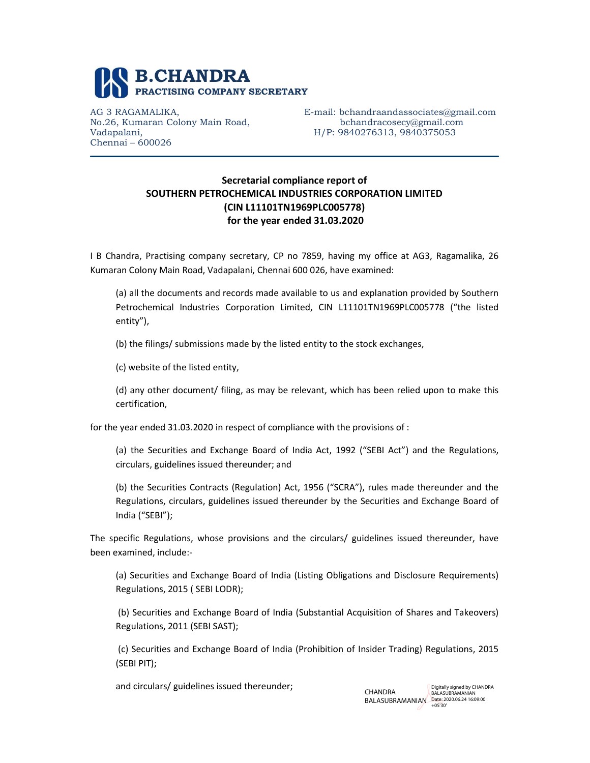# B.CHANDRA
**PRACTISING COMPANY SECRETARY**

AG 3 RAGAMALIKA,
No.26, Kumaran Colony Main Road,
Vadapalani,
Chennai – 600026

E-mail: bchandraandassociates@gmail.com
bchandracosecy@gmail.com
H/P: 9840276313, 9840375053

**Secretarial compliance report of**
**SOUTHERN PETROCHEMICAL INDUSTRIES CORPORATION LIMITED**
**(CIN L11101TN1969PLC005778)**
**for the year ended 31.03.2020**

I B Chandra, Practising company secretary, CP no 7859, having my office at AG3, Ragamalika, 26 Kumaran Colony Main Road, Vadapalani, Chennai 600 026, have examined:

(a) all the documents and records made available to us and explanation provided by Southern Petrochemical Industries Corporation Limited, CIN L11101TN1969PLC005778 ("the listed entity"),

(b) the filings/ submissions made by the listed entity to the stock exchanges,

(c) website of the listed entity,

(d) any other document/ filing, as may be relevant, which has been relied upon to make this certification,

for the year ended 31.03.2020 in respect of compliance with the provisions of :

(a) the Securities and Exchange Board of India Act, 1992 ("SEBI Act") and the Regulations, circulars, guidelines issued thereunder; and

(b) the Securities Contracts (Regulation) Act, 1956 ("SCRA"), rules made thereunder and the Regulations, circulars, guidelines issued thereunder by the Securities and Exchange Board of India ("SEBI");

The specific Regulations, whose provisions and the circulars/ guidelines issued thereunder, have been examined, include:-

(a) Securities and Exchange Board of India (Listing Obligations and Disclosure Requirements) Regulations, 2015 ( SEBI LODR);

(b) Securities and Exchange Board of India (Substantial Acquisition of Shares and Takeovers) Regulations, 2011 (SEBI SAST);

(c) Securities and Exchange Board of India (Prohibition of Insider Trading) Regulations, 2015 (SEBI PIT);

and circulars/ guidelines issued thereunder;

CHANDRA BALASUBRAMANIAN
Digitally signed by CHANDRA BALASUBRAMANIAN
Date: 2020.06.24 16:09:00 +05'30'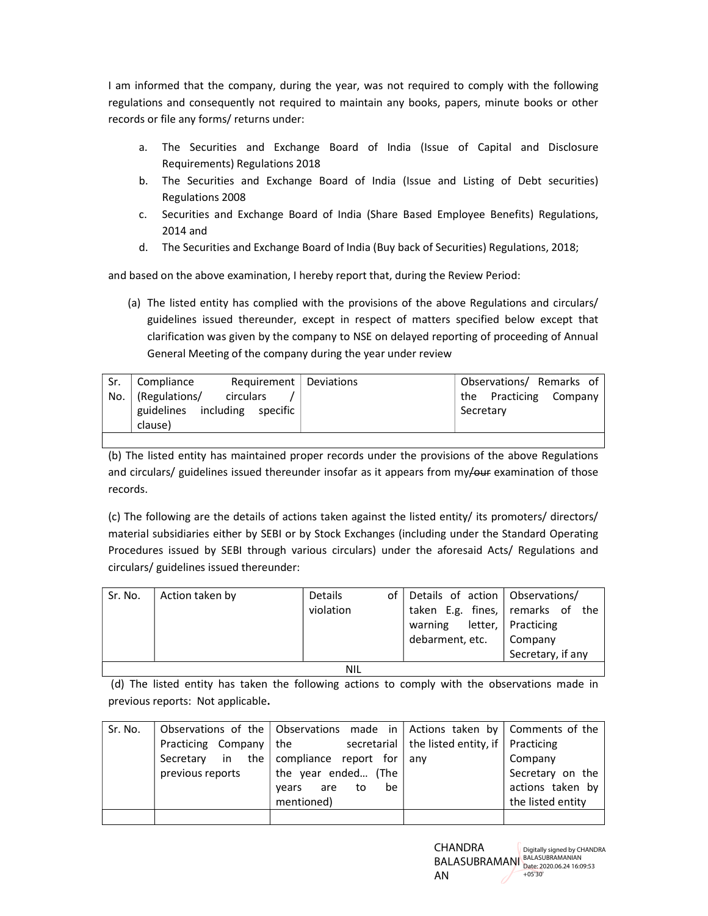I am informed that the company, during the year, was not required to comply with the following regulations and consequently not required to maintain any books, papers, minute books or other records or file any forms/ returns under:

a. The Securities and Exchange Board of India (Issue of Capital and Disclosure Requirements) Regulations 2018
b. The Securities and Exchange Board of India (Issue and Listing of Debt securities) Regulations 2008
c. Securities and Exchange Board of India (Share Based Employee Benefits) Regulations, 2014 and
d. The Securities and Exchange Board of India (Buy back of Securities) Regulations, 2018;

and based on the above examination, I hereby report that, during the Review Period:

(a) The listed entity has complied with the provisions of the above Regulations and circulars/ guidelines issued thereunder, except in respect of matters specified below except that clarification was given by the company to NSE on delayed reporting of proceeding of Annual General Meeting of the company during the year under review

| Sr. No. | Compliance Requirement (Regulations/ circulars / guidelines including specific clause) | Deviations | Observations/ Remarks of the Practicing Company Secretary |
|---|---|---|---|
| | | | |

(b) The listed entity has maintained proper records under the provisions of the above Regulations and circulars/ guidelines issued thereunder insofar as it appears from my/~~our~~ examination of those records.

(c) The following are the details of actions taken against the listed entity/ its promoters/ directors/ material subsidiaries either by SEBI or by Stock Exchanges (including under the Standard Operating Procedures issued by SEBI through various circulars) under the aforesaid Acts/ Regulations and circulars/ guidelines issued thereunder:

| Sr. No. | Action taken by | Details of violation | Details of action taken E.g. fines, warning letter, debarment, etc. | Observations/ remarks of the Practicing Company Secretary, if any |
|---|---|---|---|---|
| | | NIL | | |

(d) The listed entity has taken the following actions to comply with the observations made in previous reports: Not applicable**.**

| Sr. No. | Observations of the Practicing Company Secretary in the previous reports | Observations made in the secretarial compliance report for the year ended… (The years are to be mentioned) | Actions taken by the listed entity, if any | Comments of the Practicing Company Secretary on the actions taken by the listed entity |
|---|---|---|---|---|
| | | | | |

CHANDRA BALASUBRAMANIAN

Digitally signed by CHANDRA BALASUBRAMANIAN
Date: 2020.06.24 16:09:53 +05'30'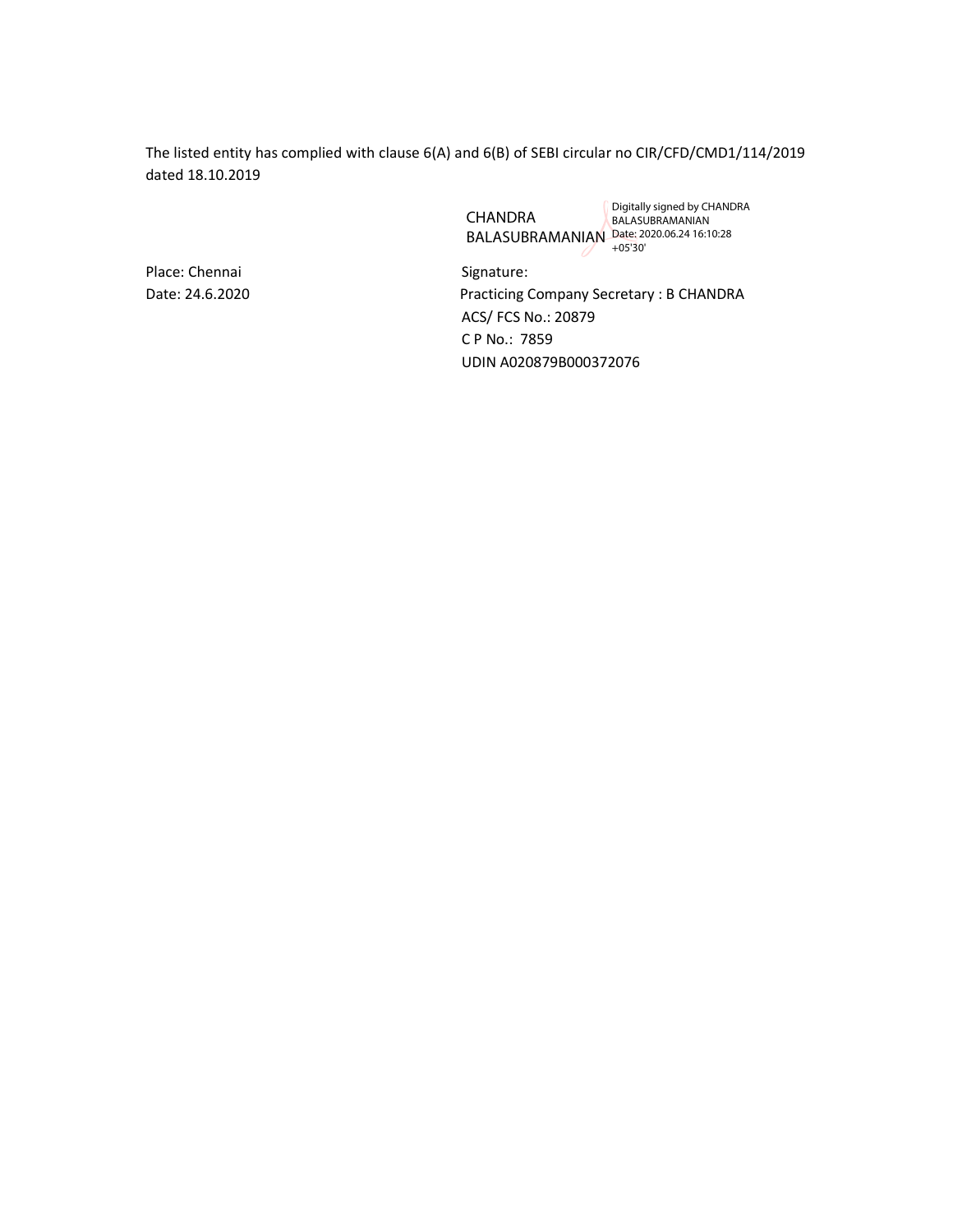The listed entity has complied with clause 6(A) and 6(B) of SEBI circular no CIR/CFD/CMD1/114/2019 dated 18.10.2019

CHANDRA BALASUBRAMANIAN

Digitally signed by CHANDRA BALASUBRAMANIAN
Date: 2020.06.24 16:10:28 +05'30'

Place: Chennai

Date: 24.6.2020

Signature:

Practicing Company Secretary : B CHANDRA

ACS/ FCS No.: 20879

C P No.: 7859

UDIN A020879B000372076